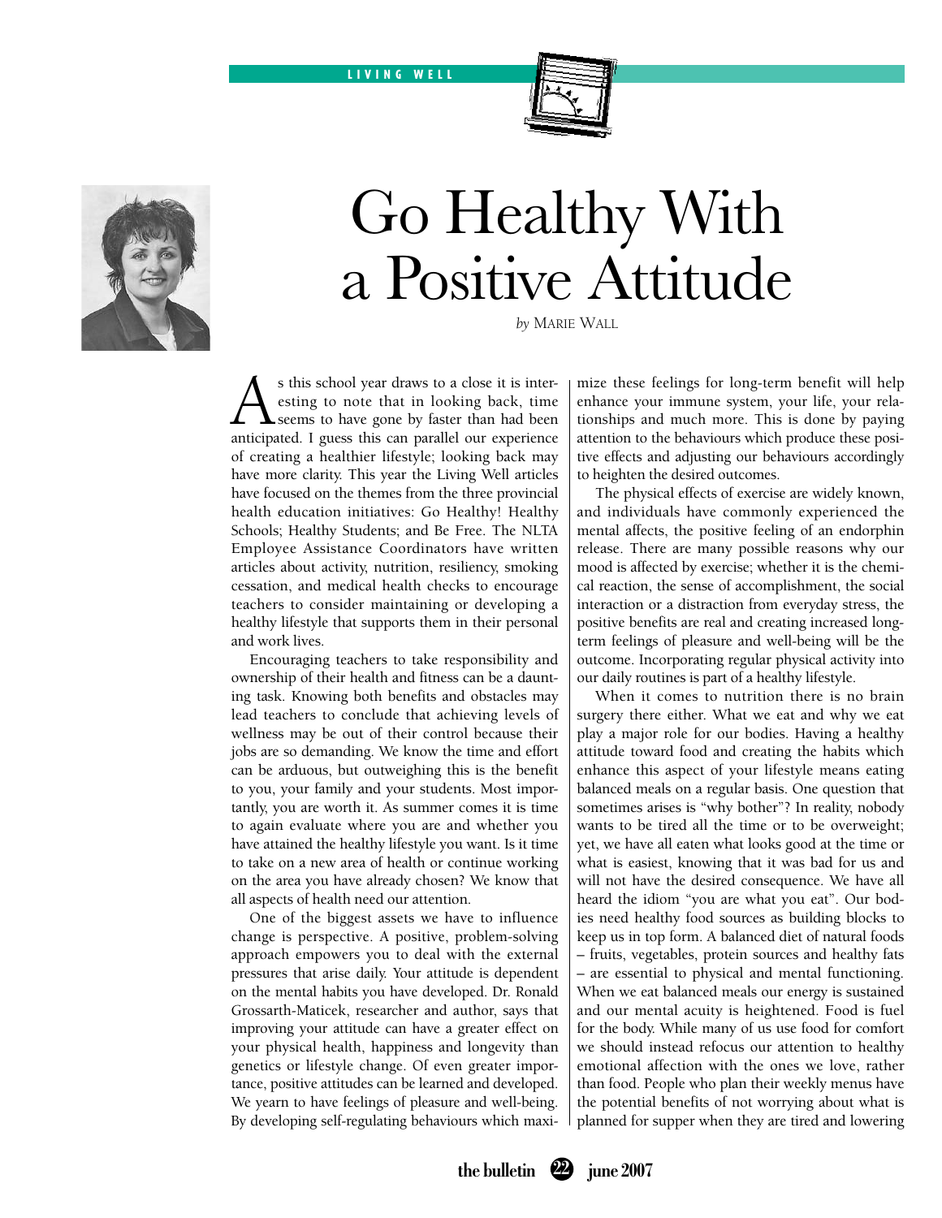LIVING WELL

# Go Healthy With a Positive Attitude

*by* MARIE WALL

As this school year draws to a close it is interesting to note that in looking back, time seems to have gone by faster than had been anticipated. I guess this can parallel our experience of creating a healthier lifestyle; looking back may have more clarity. This year the Living Well articles have focused on the themes from the three provincial health education initiatives: Go Healthy! Healthy Schools; Healthy Students; and Be Free. The NLTA Employee Assistance Coordinators have written articles about activity, nutrition, resiliency, smoking cessation, and medical health checks to encourage teachers to consider maintaining or developing a healthy lifestyle that supports them in their personal and work lives.

Encouraging teachers to take responsibility and ownership of their health and fitness can be a daunting task. Knowing both benefits and obstacles may lead teachers to conclude that achieving levels of wellness may be out of their control because their jobs are so demanding. We know the time and effort can be arduous, but outweighing this is the benefit to you, your family and your students. Most importantly, you are worth it. As summer comes it is time to again evaluate where you are and whether you have attained the healthy lifestyle you want. Is it time to take on a new area of health or continue working on the area you have already chosen? We know that all aspects of health need our attention.

One of the biggest assets we have to influence change is perspective. A positive, problem-solving approach empowers you to deal with the external pressures that arise daily. Your attitude is dependent on the mental habits you have developed. Dr. Ronald Grossarth-Maticek, researcher and author, says that improving your attitude can have a greater effect on your physical health, happiness and longevity than genetics or lifestyle change. Of even greater importance, positive attitudes can be learned and developed. We yearn to have feelings of pleasure and well-being. By developing self-regulating behaviours which maximize these feelings for long-term benefit will help enhance your immune system, your life, your relationships and much more. This is done by paying attention to the behaviours which produce these positive effects and adjusting our behaviours accordingly to heighten the desired outcomes.

The physical effects of exercise are widely known, and individuals have commonly experienced the mental affects, the positive feeling of an endorphin release. There are many possible reasons why our mood is affected by exercise; whether it is the chemical reaction, the sense of accomplishment, the social interaction or a distraction from everyday stress, the positive benefits are real and creating increased long-term feelings of pleasure and well-being will be the outcome. Incorporating regular physical activity into our daily routines is part of a healthy lifestyle.

When it comes to nutrition there is no brain surgery there either. What we eat and why we eat play a major role for our bodies. Having a healthy attitude toward food and creating the habits which enhance this aspect of your lifestyle means eating balanced meals on a regular basis. One question that sometimes arises is "why bother"? In reality, nobody wants to be tired all the time or to be overweight; yet, we have all eaten what looks good at the time or what is easiest, knowing that it was bad for us and will not have the desired consequence. We have all heard the idiom "you are what you eat". Our bodies need healthy food sources as building blocks to keep us in top form. A balanced diet of natural foods – fruits, vegetables, protein sources and healthy fats – are essential to physical and mental functioning. When we eat balanced meals our energy is sustained and our mental acuity is heightened. Food is fuel for the body. While many of us use food for comfort we should instead refocus our attention to healthy emotional affection with the ones we love, rather than food. People who plan their weekly menus have the potential benefits of not worrying about what is planned for supper when they are tired and lowering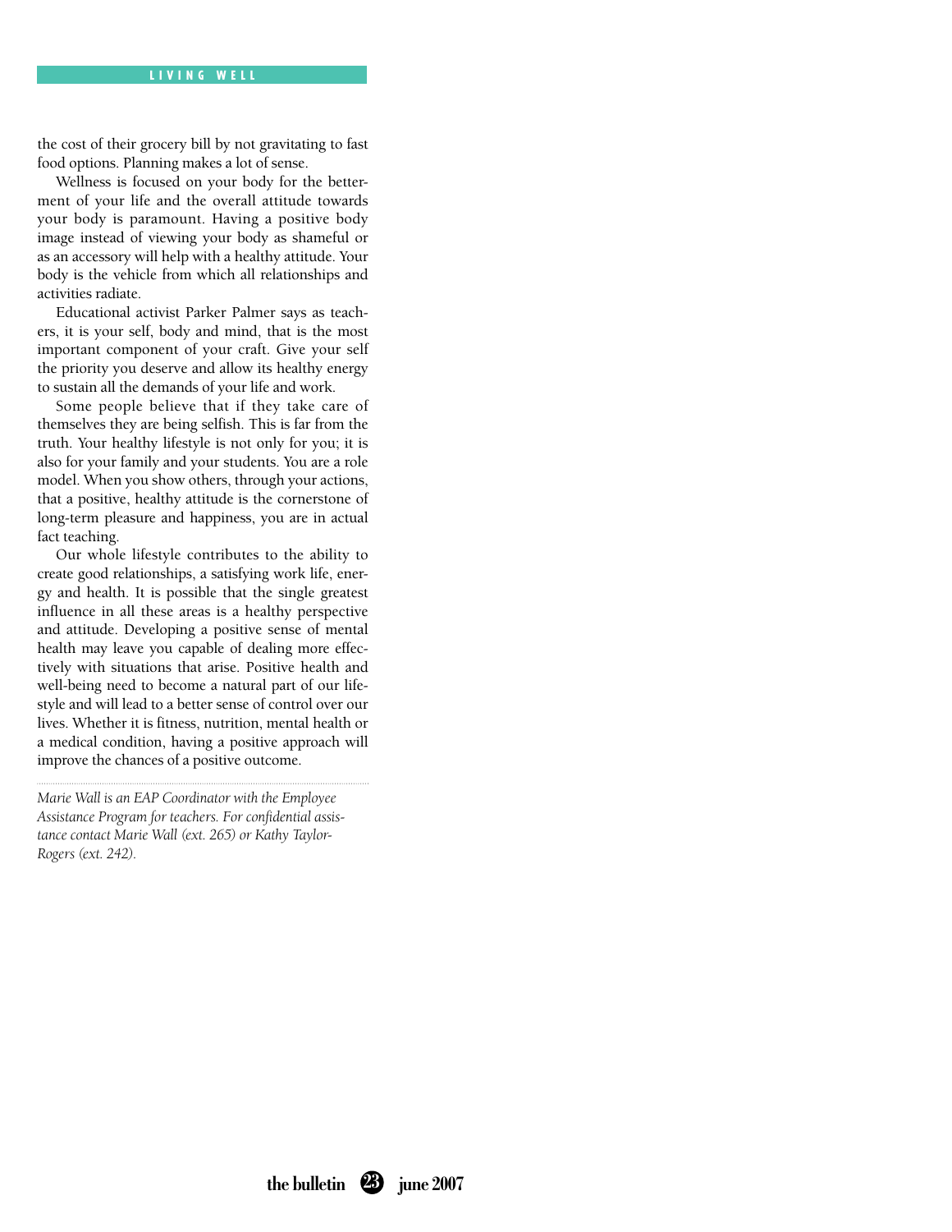the cost of their grocery bill by not gravitating to fast food options. Planning makes a lot of sense.

Wellness is focused on your body for the betterment of your life and the overall attitude towards your body is paramount. Having a positive body image instead of viewing your body as shameful or as an accessory will help with a healthy attitude. Your body is the vehicle from which all relationships and activities radiate.

Educational activist Parker Palmer says as teachers, it is your self, body and mind, that is the most important component of your craft. Give your self the priority you deserve and allow its healthy energy to sustain all the demands of your life and work.

Some people believe that if they take care of themselves they are being selfish. This is far from the truth. Your healthy lifestyle is not only for you; it is also for your family and your students. You are a role model. When you show others, through your actions, that a positive, healthy attitude is the cornerstone of long-term pleasure and happiness, you are in actual fact teaching.

Our whole lifestyle contributes to the ability to create good relationships, a satisfying work life, energy and health. It is possible that the single greatest influence in all these areas is a healthy perspective and attitude. Developing a positive sense of mental health may leave you capable of dealing more effectively with situations that arise. Positive health and well-being need to become a natural part of our lifestyle and will lead to a better sense of control over our lives. Whether it is fitness, nutrition, mental health or a medical condition, having a positive approach will improve the chances of a positive outcome.

---

*Marie Wall is an EAP Coordinator with the Employee Assistance Program for teachers. For confidential assistance contact Marie Wall (ext. 265) or Kathy Taylor-Rogers (ext. 242).*